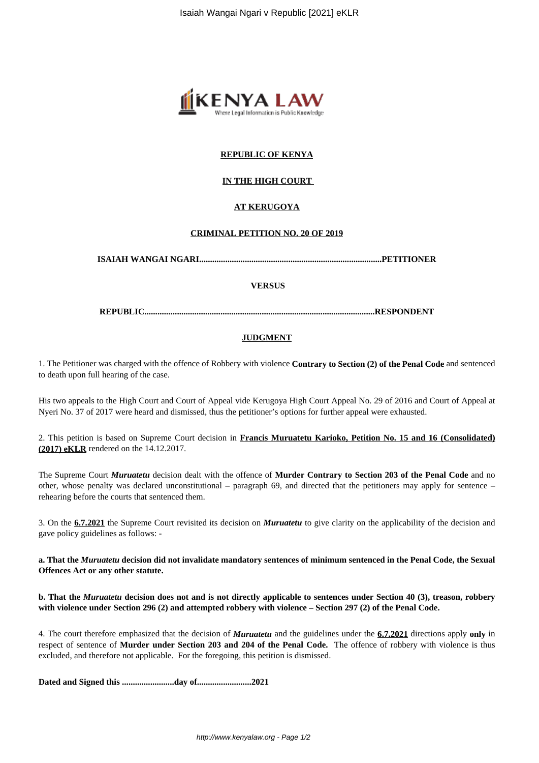**REPUBLIC OF KENYA**

**IN THE HIGH COURT**

**AT KERUGOYA**

**CRIMINAL PETITION NO. 20 OF 2019**

**ISAIAH WANGAI NGARI..................................................................................PETITIONER**

**VERSUS**

**REPUBLIC..........................................................................................................RESPONDENT**

**JUDGMENT**

1. The Petitioner was charged with the offence of Robbery with violence **Contrary to Section (2) of the Penal Code** and sentenced to death upon full hearing of the case.

His two appeals to the High Court and Court of Appeal vide Kerugoya High Court Appeal No. 29 of 2016 and Court of Appeal at Nyeri No. 37 of 2017 were heard and dismissed, thus the petitioner's options for further appeal were exhausted.

2. This petition is based on Supreme Court decision in **Francis Muruatetu Karioko, Petition No. 15 and 16 (Consolidated) (2017) eKLR** rendered on the 14.12.2017.

The Supreme Court ***Muruatetu*** decision dealt with the offence of **Murder Contrary to Section 203 of the Penal Code** and no other, whose penalty was declared unconstitutional – paragraph 69, and directed that the petitioners may apply for sentence – rehearing before the courts that sentenced them.

3. On the **6.7.2021** the Supreme Court revisited its decision on ***Muruatetu*** to give clarity on the applicability of the decision and gave policy guidelines as follows: -

**a. That the *Muruatetu* decision did not invalidate mandatory sentences of minimum sentenced in the Penal Code, the Sexual Offences Act or any other statute.**

**b. That the *Muruatetu* decision does not and is not directly applicable to sentences under Section 40 (3), treason, robbery with violence under Section 296 (2) and attempted robbery with violence – Section 297 (2) of the Penal Code.**

4. The court therefore emphasized that the decision of ***Muruatetu*** and the guidelines under the **6.7.2021** directions apply **only** in respect of sentence of **Murder under Section 203 and 204 of the Penal Code.** The offence of robbery with violence is thus excluded, and therefore not applicable. For the foregoing, this petition is dismissed.

**Dated and Signed this ........................day of.........................2021**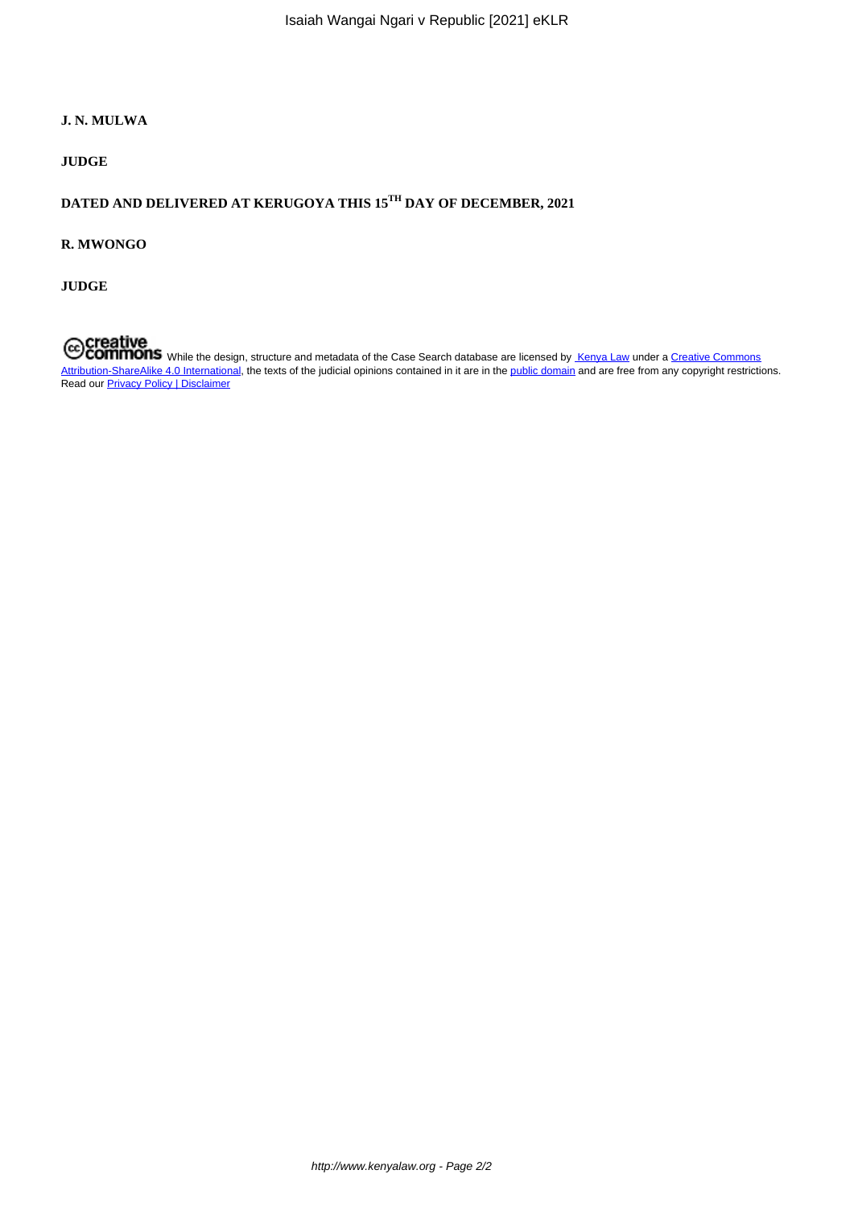**J. N. MULWA**

**JUDGE**

**DATED AND DELIVERED AT KERUGOYA THIS 15TH DAY OF DECEMBER, 2021**

**R. MWONGO**

**JUDGE**

While the design, structure and metadata of the Case Search database are licensed by Kenya Law under a Creative Commons Attribution-ShareAlike 4.0 International, the texts of the judicial opinions contained in it are in the public domain and are free from any copyright restrictions. Read our Privacy Policy | Disclaimer